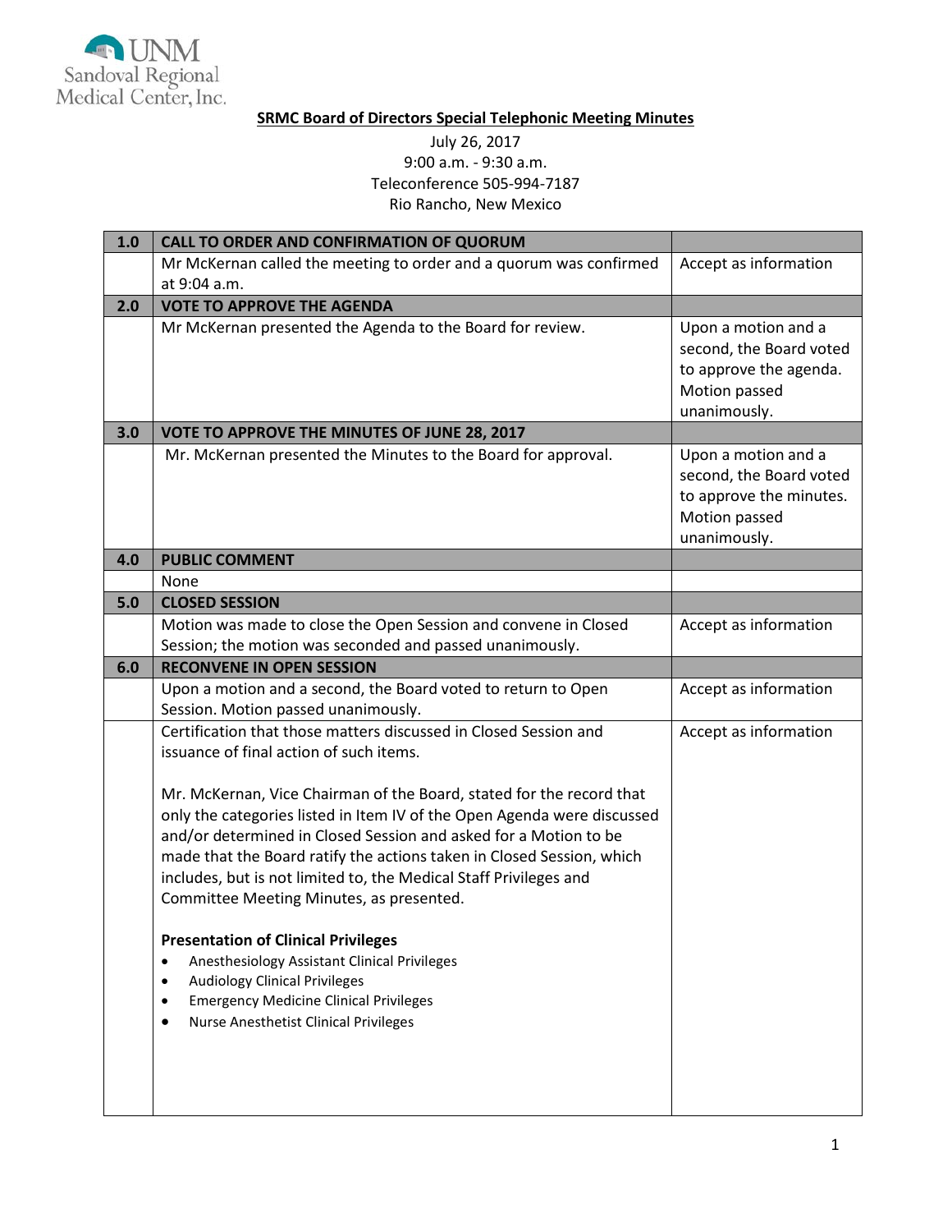UNM Sandoval Regional Medical Center, Inc.

## SRMC Board of Directors Special Telephonic Meeting Minutes

July 26, 2017
9:00 a.m. - 9:30 a.m.
Teleconference 505-994-7187
Rio Rancho, New Mexico

| | | |
|---|---|---|
| **1.0** | **CALL TO ORDER AND CONFIRMATION OF QUORUM** | |
| | Mr McKernan called the meeting to order and a quorum was confirmed at 9:04 a.m. | Accept as information |
| **2.0** | **VOTE TO APPROVE THE AGENDA** | |
| | Mr McKernan presented the Agenda to the Board for review. | Upon a motion and a second, the Board voted to approve the agenda. Motion passed unanimously. |
| **3.0** | **VOTE TO APPROVE THE MINUTES OF JUNE 28, 2017** | |
| | Mr. McKernan presented the Minutes to the Board for approval. | Upon a motion and a second, the Board voted to approve the minutes. Motion passed unanimously. |
| **4.0** | **PUBLIC COMMENT** | |
| | None | |
| **5.0** | **CLOSED SESSION** | |
| | Motion was made to close the Open Session and convene in Closed Session; the motion was seconded and passed unanimously. | Accept as information |
| **6.0** | **RECONVENE IN OPEN SESSION** | |
| | Upon a motion and a second, the Board voted to return to Open Session. Motion passed unanimously. | Accept as information |
| | Certification that those matters discussed in Closed Session and issuance of final action of such items.<br><br>Mr. McKernan, Vice Chairman of the Board, stated for the record that only the categories listed in Item IV of the Open Agenda were discussed and/or determined in Closed Session and asked for a Motion to be made that the Board ratify the actions taken in Closed Session, which includes, but is not limited to, the Medical Staff Privileges and Committee Meeting Minutes, as presented.<br><br>**Presentation of Clinical Privileges**<br>• Anesthesiology Assistant Clinical Privileges<br>• Audiology Clinical Privileges<br>• Emergency Medicine Clinical Privileges<br>• Nurse Anesthetist Clinical Privileges | Accept as information |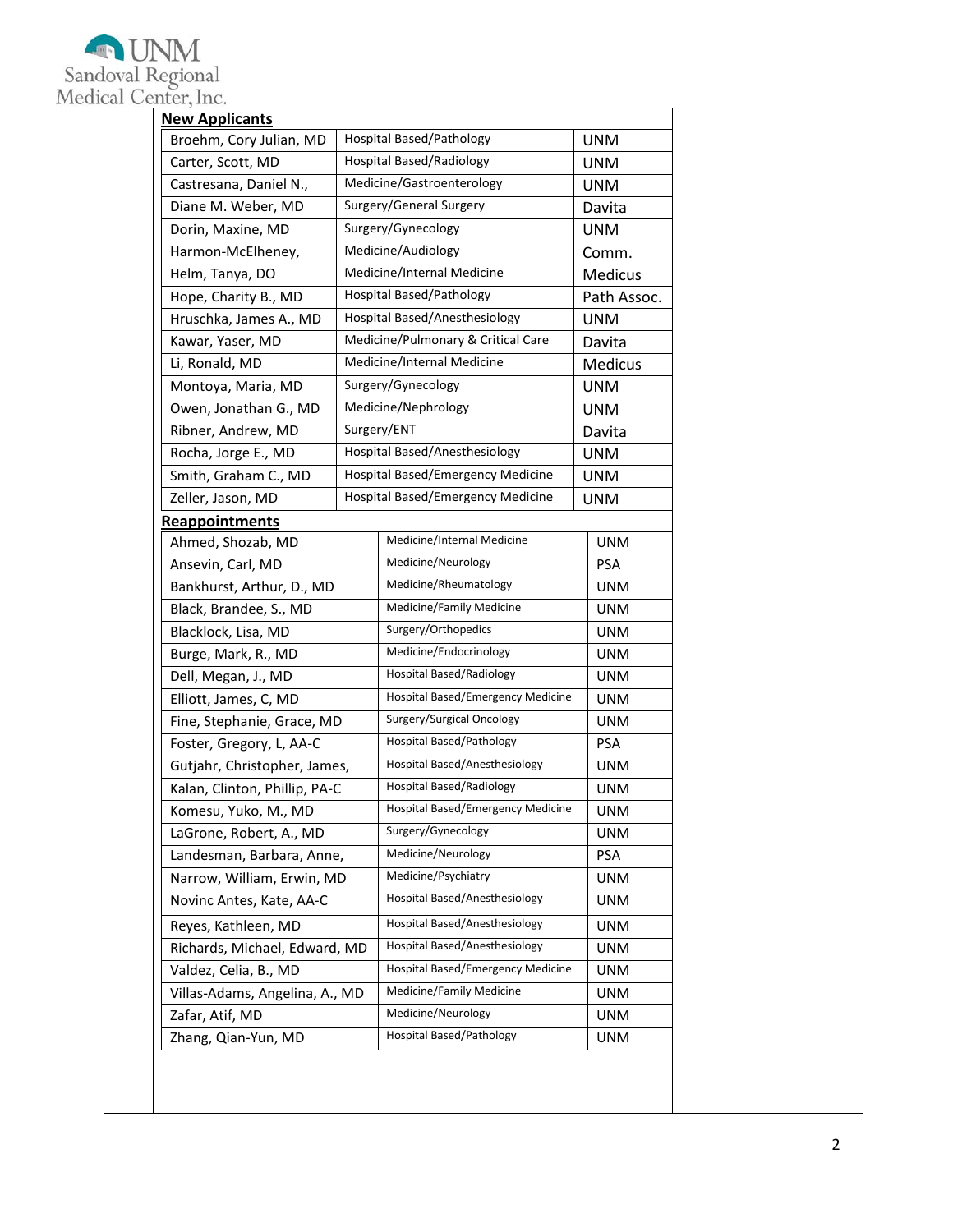UNM Sandoval Regional Medical Center, Inc.

**New Applicants**

| Name | Department/Specialty | Group |
|---|---|---|
| Broehm, Cory Julian, MD | Hospital Based/Pathology | UNM |
| Carter, Scott, MD | Hospital Based/Radiology | UNM |
| Castresana, Daniel N., | Medicine/Gastroenterology | UNM |
| Diane M. Weber, MD | Surgery/General Surgery | Davita |
| Dorin, Maxine, MD | Surgery/Gynecology | UNM |
| Harmon-McElheney, | Medicine/Audiology | Comm. |
| Helm, Tanya, DO | Medicine/Internal Medicine | Medicus |
| Hope, Charity B., MD | Hospital Based/Pathology | Path Assoc. |
| Hruschka, James A., MD | Hospital Based/Anesthesiology | UNM |
| Kawar, Yaser, MD | Medicine/Pulmonary & Critical Care | Davita |
| Li, Ronald, MD | Medicine/Internal Medicine | Medicus |
| Montoya, Maria, MD | Surgery/Gynecology | UNM |
| Owen, Jonathan G., MD | Medicine/Nephrology | UNM |
| Ribner, Andrew, MD | Surgery/ENT | Davita |
| Rocha, Jorge E., MD | Hospital Based/Anesthesiology | UNM |
| Smith, Graham C., MD | Hospital Based/Emergency Medicine | UNM |
| Zeller, Jason, MD | Hospital Based/Emergency Medicine | UNM |

**Reappointments**

| Name | Department/Specialty | Group |
|---|---|---|
| Ahmed, Shozab, MD | Medicine/Internal Medicine | UNM |
| Ansevin, Carl, MD | Medicine/Neurology | PSA |
| Bankhurst, Arthur, D., MD | Medicine/Rheumatology | UNM |
| Black, Brandee, S., MD | Medicine/Family Medicine | UNM |
| Blacklock, Lisa, MD | Surgery/Orthopedics | UNM |
| Burge, Mark, R., MD | Medicine/Endocrinology | UNM |
| Dell, Megan, J., MD | Hospital Based/Radiology | UNM |
| Elliott, James, C, MD | Hospital Based/Emergency Medicine | UNM |
| Fine, Stephanie, Grace, MD | Surgery/Surgical Oncology | UNM |
| Foster, Gregory, L, AA-C | Hospital Based/Pathology | PSA |
| Gutjahr, Christopher, James, | Hospital Based/Anesthesiology | UNM |
| Kalan, Clinton, Phillip, PA-C | Hospital Based/Radiology | UNM |
| Komesu, Yuko, M., MD | Hospital Based/Emergency Medicine | UNM |
| LaGrone, Robert, A., MD | Surgery/Gynecology | UNM |
| Landesman, Barbara, Anne, | Medicine/Neurology | PSA |
| Narrow, William, Erwin, MD | Medicine/Psychiatry | UNM |
| Novinc Antes, Kate, AA-C | Hospital Based/Anesthesiology | UNM |
| Reyes, Kathleen, MD | Hospital Based/Anesthesiology | UNM |
| Richards, Michael, Edward, MD | Hospital Based/Anesthesiology | UNM |
| Valdez, Celia, B., MD | Hospital Based/Emergency Medicine | UNM |
| Villas-Adams, Angelina, A., MD | Medicine/Family Medicine | UNM |
| Zafar, Atif, MD | Medicine/Neurology | UNM |
| Zhang, Qian-Yun, MD | Hospital Based/Pathology | UNM |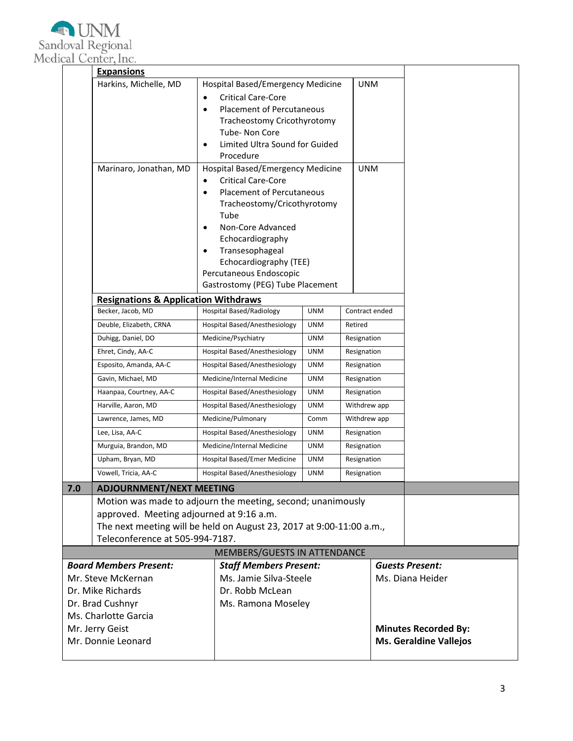**Expansions**

| | | | |
|---|---|---|---|
| Harkins, Michelle, MD | Hospital Based/Emergency Medicine<br>• Critical Care-Core<br>• Placement of Percutaneous Tracheostomy Cricothyrotomy Tube- Non Core<br>• Limited Ultra Sound for Guided Procedure | UNM | |
| Marinaro, Jonathan, MD | Hospital Based/Emergency Medicine<br>• Critical Care-Core<br>• Placement of Percutaneous Tracheostomy/Cricothyrotomy Tube<br>• Non-Core Advanced Echocardiography<br>• Transesophageal Echocardiography (TEE)<br>Percutaneous Endoscopic Gastrostomy (PEG) Tube Placement | UNM | |

**Resignations & Application Withdraws**

| | | | |
|---|---|---|---|
| Becker, Jacob, MD | Hospital Based/Radiology | UNM | Contract ended |
| Deuble, Elizabeth, CRNA | Hospital Based/Anesthesiology | UNM | Retired |
| Duhigg, Daniel, DO | Medicine/Psychiatry | UNM | Resignation |
| Ehret, Cindy, AA-C | Hospital Based/Anesthesiology | UNM | Resignation |
| Esposito, Amanda, AA-C | Hospital Based/Anesthesiology | UNM | Resignation |
| Gavin, Michael, MD | Medicine/Internal Medicine | UNM | Resignation |
| Haanpaa, Courtney, AA-C | Hospital Based/Anesthesiology | UNM | Resignation |
| Harville, Aaron, MD | Hospital Based/Anesthesiology | UNM | Withdrew app |
| Lawrence, James, MD | Medicine/Pulmonary | Comm | Withdrew app |
| Lee, Lisa, AA-C | Hospital Based/Anesthesiology | UNM | Resignation |
| Murguia, Brandon, MD | Medicine/Internal Medicine | UNM | Resignation |
| Upham, Bryan, MD | Hospital Based/Emer Medicine | UNM | Resignation |
| Vowell, Tricia, AA-C | Hospital Based/Anesthesiology | UNM | Resignation |

## 7.0 ADJOURNMENT/NEXT MEETING

Motion was made to adjourn the meeting, second; unanimously approved. Meeting adjourned at 9:16 a.m.
The next meeting will be held on August 23, 2017 at 9:00-11:00 a.m., Teleconference at 505-994-7187.

## MEMBERS/GUESTS IN ATTENDANCE

| ***Board Members Present:*** | ***Staff Members Present:*** | ***Guests Present:*** |
|---|---|---|
| Mr. Steve McKernan | Ms. Jamie Silva-Steele | Ms. Diana Heider |
| Dr. Mike Richards | Dr. Robb McLean | |
| Dr. Brad Cushnyr | Ms. Ramona Moseley | |
| Ms. Charlotte Garcia | | |
| Mr. Jerry Geist | | **Minutes Recorded By:** |
| Mr. Donnie Leonard | | **Ms. Geraldine Vallejos** |